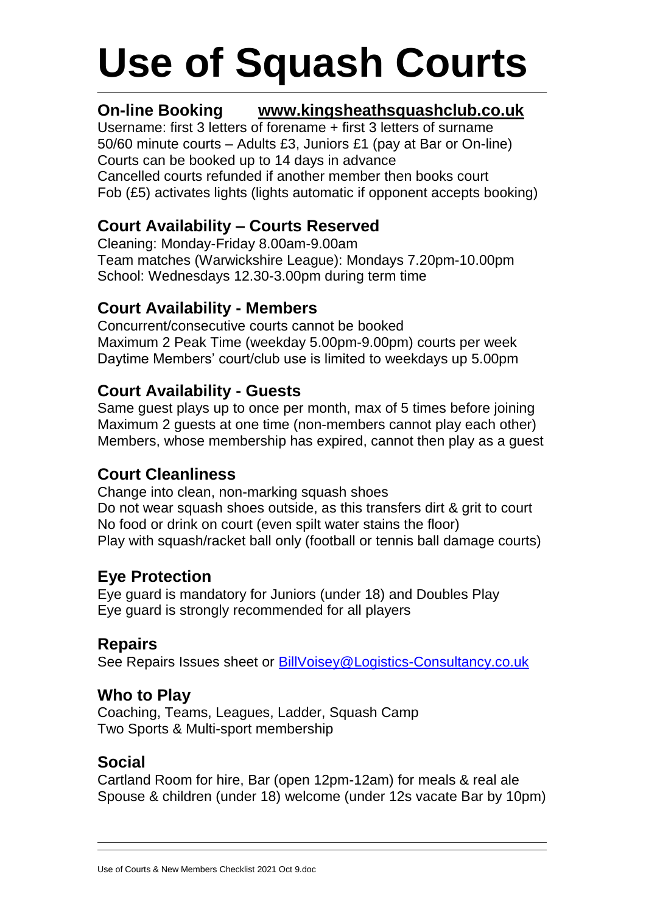# Use of Squash Courts

## On-line Booking [www.kingsheathsquashclub.co.uk](www.kingsheathsquashclub.co.uk)

Username: first 3 letters of forename + first 3 letters of surname
50/60 minute courts – Adults £3, Juniors £1 (pay at Bar or On-line)
Courts can be booked up to 14 days in advance
Cancelled courts refunded if another member then books court
Fob (£5) activates lights (lights automatic if opponent accepts booking)

## Court Availability – Courts Reserved

Cleaning: Monday-Friday 8.00am-9.00am
Team matches (Warwickshire League): Mondays 7.20pm-10.00pm
School: Wednesdays 12.30-3.00pm during term time

## Court Availability - Members

Concurrent/consecutive courts cannot be booked
Maximum 2 Peak Time (weekday 5.00pm-9.00pm) courts per week
Daytime Members' court/club use is limited to weekdays up 5.00pm

## Court Availability - Guests

Same guest plays up to once per month, max of 5 times before joining
Maximum 2 guests at one time (non-members cannot play each other)
Members, whose membership has expired, cannot then play as a guest

## Court Cleanliness

Change into clean, non-marking squash shoes
Do not wear squash shoes outside, as this transfers dirt & grit to court
No food or drink on court (even spilt water stains the floor)
Play with squash/racket ball only (football or tennis ball damage courts)

## Eye Protection

Eye guard is mandatory for Juniors (under 18) and Doubles Play
Eye guard is strongly recommended for all players

## Repairs

See Repairs Issues sheet or BillVoisey@Logistics-Consultancy.co.uk

## Who to Play

Coaching, Teams, Leagues, Ladder, Squash Camp
Two Sports & Multi-sport membership

## Social

Cartland Room for hire, Bar (open 12pm-12am) for meals & real ale
Spouse & children (under 18) welcome (under 12s vacate Bar by 10pm)

Use of Courts & New Members Checklist 2021 Oct 9.doc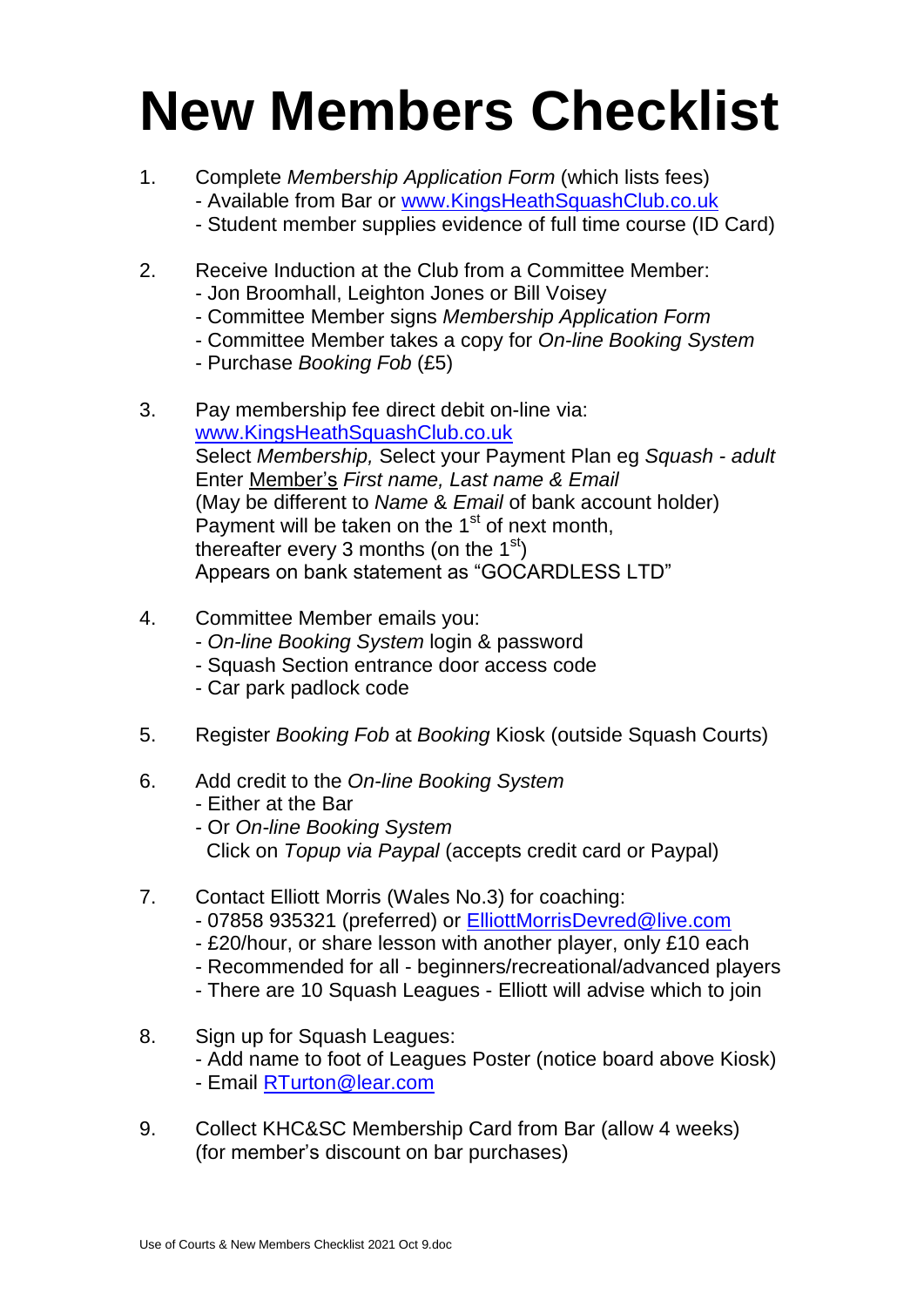# New Members Checklist

1. Complete *Membership Application Form* (which lists fees)
   - Available from Bar or [www.KingsHeathSquashClub.co.uk](http://www.KingsHeathSquashClub.co.uk)
   - Student member supplies evidence of full time course (ID Card)

2. Receive Induction at the Club from a Committee Member:
   - Jon Broomhall, Leighton Jones or Bill Voisey
   - Committee Member signs *Membership Application Form*
   - Committee Member takes a copy for *On-line Booking System*
   - Purchase *Booking Fob* (£5)

3. Pay membership fee direct debit on-line via:
   [www.KingsHeathSquashClub.co.uk](http://www.KingsHeathSquashClub.co.uk)
   Select *Membership,* Select your Payment Plan eg *Squash - adult*
   Enter Member's *First name, Last name & Email*
   (May be different to *Name* & *Email* of bank account holder)
   Payment will be taken on the 1st of next month,
   thereafter every 3 months (on the 1st)
   Appears on bank statement as "GOCARDLESS LTD"

4. Committee Member emails you:
   - *On-line Booking System* login & password
   - Squash Section entrance door access code
   - Car park padlock code

5. Register *Booking Fob* at *Booking* Kiosk (outside Squash Courts)

6. Add credit to the *On-line Booking System*
   - Either at the Bar
   - Or *On-line Booking System*
     Click on *Topup via Paypal* (accepts credit card or Paypal)

7. Contact Elliott Morris (Wales No.3) for coaching:
   - 07858 935321 (preferred) or [ElliottMorrisDevred@live.com](mailto:ElliottMorrisDevred@live.com)
   - £20/hour, or share lesson with another player, only £10 each
   - Recommended for all - beginners/recreational/advanced players
   - There are 10 Squash Leagues - Elliott will advise which to join

8. Sign up for Squash Leagues:
   - Add name to foot of Leagues Poster (notice board above Kiosk)
   - Email [RTurton@lear.com](mailto:RTurton@lear.com)

9. Collect KHC&SC Membership Card from Bar (allow 4 weeks)
   (for member's discount on bar purchases)

Use of Courts & New Members Checklist 2021 Oct 9.doc